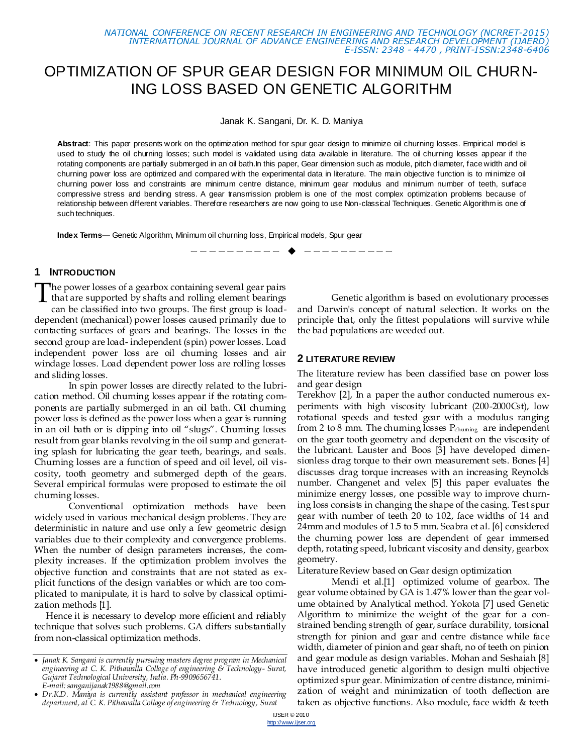# OPTIMIZATION OF SPUR GEAR DESIGN FOR MINIMUM OIL CHURNING LOSS BASED ON GENETIC ALGORITHM

Janak K. Sangani, Dr. K. D. Maniya

**Abstract**: This paper presents work on the optimization method for spur gear design to minimize oil churning losses. Empirical model is used to study the oil churning losses; such model is validated using data available in literature. The oil churning losses appear if the rotating components are partially submerged in an oil bath.In this paper, Gear dimension such as module, pitch diameter, face width and oil churning power loss are optimized and compared with the experimental data in literature. The main objective function is to minimize oil churning power loss and constraints are minimum centre distance, minimum gear modulus and minimum number of teeth, surface compressive stress and bending stress. A gear transmission problem is one of the most complex optimization problems because of relationship between different variables. Therefore researchers are now going to use Non-classical Techniques. Genetic Algorithm is one of such techniques.

**Index Terms**— Genetic Algorithm, Minimum oil churning loss, Empirical models, Spur gear

---

## 1 INTRODUCTION

The power losses of a gearbox containing several gear pairs that are supported by shafts and rolling element bearings can be classified into two groups. The first group is load-dependent (mechanical) power losses caused primarily due to contacting surfaces of gears and bearings. The losses in the second group are load- independent (spin) power losses. Load independent power loss are oil churning losses and air windage losses. Load dependent power loss are rolling losses and sliding losses.

In spin power losses are directly related to the lubrication method. Oil churning losses appear if the rotating components are partially submerged in an oil bath. Oil churning power loss is defined as the power loss when a gear is running in an oil bath or is dipping into oil "slugs". Churning losses result from gear blanks revolving in the oil sump and generating splash for lubricating the gear teeth, bearings, and seals. Churning losses are a function of speed and oil level, oil viscosity, tooth geometry and submerged depth of the gears. Several empirical formulas were proposed to estimate the oil churning losses.

Conventional optimization methods have been widely used in various mechanical design problems. They are deterministic in nature and use only a few geometric design variables due to their complexity and convergence problems. When the number of design parameters increases, the complexity increases. If the optimization problem involves the objective function and constraints that are not stated as explicit functions of the design variables or which are too complicated to manipulate, it is hard to solve by classical optimization methods [1].

Hence it is necessary to develop more efficient and reliably technique that solves such problems. GA differs substantially from non-classical optimization methods.

- *Janak K. Sangani is currently pursuing masters degree program in Mechanical engineering at C. K. Pithawalla College of engineering & Technology- Surat, Gujarat Technological University, India. Ph-9909656741. E-mail: sanganijanak1988@gmail.com*
- *Dr.K.D. Maniya is currently assistant professor in mechanical engineering department, at C. K. Pithawalla College of engineering & Technology, Surat*

Genetic algorithm is based on evolutionary processes and Darwin's concept of natural selection. It works on the principle that, only the fittest populations will survive while the bad populations are weeded out.

## 2 LITERATURE REVIEW

The literature review has been classified base on power loss and gear design

Terekhov [2], In a paper the author conducted numerous experiments with high viscosity lubricant (200-2000Cst), low rotational speeds and tested gear with a modulus ranging from 2 to 8 mm. The churning losses $P_{churning}$ are independent on the gear tooth geometry and dependent on the viscosity of the lubricant. Lauster and Boos [3] have developed dimensionless drag torque to their own measurement sets. Bones [4] discusses drag torque increases with an increasing Reynolds number. Changenet and velex [5] this paper evaluates the minimize energy losses, one possible way to improve churning loss consists in changing the shape of the casing. Test spur gear with number of teeth 20 to 102, face widths of 14 and 24mm and modules of 1.5 to 5 mm. Seabra et al. [6] considered the churning power loss are dependent of gear immersed depth, rotating speed, lubricant viscosity and density, gearbox geometry.

Literature Review based on Gear design optimization

Mendi et al.[1] optimized volume of gearbox. The gear volume obtained by GA is 1.47% lower than the gear volume obtained by Analytical method. Yokota [7] used Genetic Algorithm to minimize the weight of the gear for a constrained bending strength of gear, surface durability, torsional strength for pinion and gear and centre distance while face width, diameter of pinion and gear shaft, no of teeth on pinion and gear module as design variables. Mohan and Seshaiah [8] have introduced genetic algorithm to design multi objective optimized spur gear. Minimization of centre distance, minimization of weight and minimization of tooth deflection are taken as objective functions. Also module, face width & teeth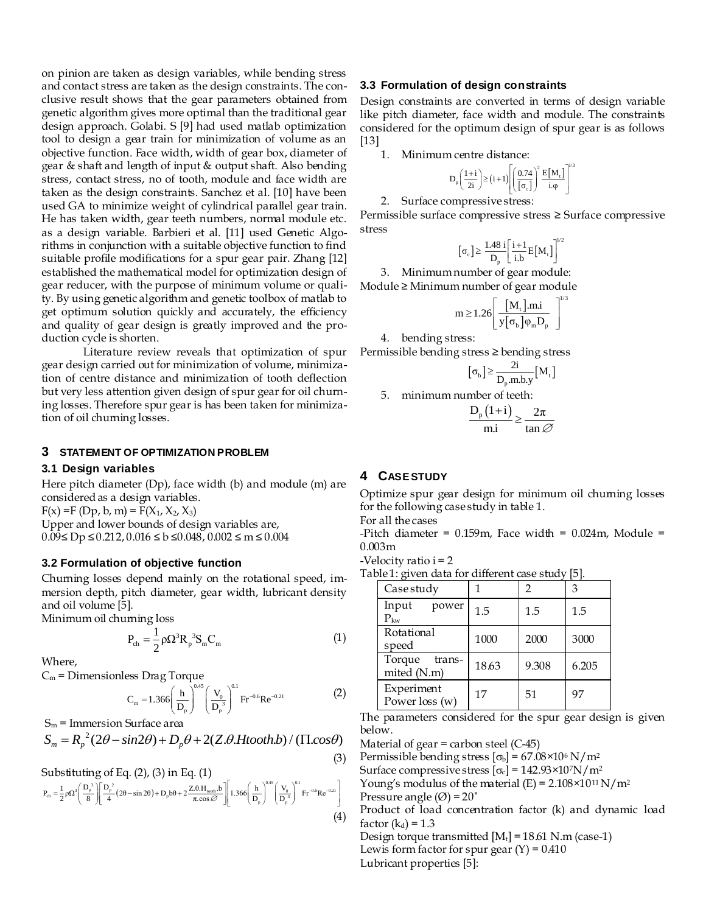on pinion are taken as design variables, while bending stress and contact stress are taken as the design constraints. The conclusive result shows that the gear parameters obtained from genetic algorithm gives more optimal than the traditional gear design approach. Golabi. S [9] had used matlab optimization tool to design a gear train for minimization of volume as an objective function. Face width, width of gear box, diameter of gear & shaft and length of input & output shaft. Also bending stress, contact stress, no of tooth, module and face width are taken as the design constraints. Sanchez et al. [10] have been used GA to minimize weight of cylindrical parallel gear train. He has taken width, gear teeth numbers, normal module etc. as a design variable. Barbieri et al. [11] used Genetic Algorithms in conjunction with a suitable objective function to find suitable profile modifications for a spur gear pair. Zhang [12] established the mathematical model for optimization design of gear reducer, with the purpose of minimum volume or quality. By using genetic algorithm and genetic toolbox of matlab to get optimum solution quickly and accurately, the efficiency and quality of gear design is greatly improved and the production cycle is shorten.

Literature review reveals that optimization of spur gear design carried out for minimization of volume, minimization of centre distance and minimization of tooth deflection but very less attention given design of spur gear for oil churning losses. Therefore spur gear is has been taken for minimization of oil churning losses.

## 3 STATEMENT OF OPTIMIZATION PROBLEM

### 3.1 Design variables

Here pitch diameter (Dp), face width (b) and module (m) are considered as a design variables.

$F(x) = F(D_p, b, m) = F(X_1, X_2, X_3)$

Upper and lower bounds of design variables are,

$0.09 \leq D_p \leq 0.212,\ 0.016 \leq b \leq 0.048,\ 0.002 \leq m \leq 0.004$

### 3.2 Formulation of objective function

Churning losses depend mainly on the rotational speed, immersion depth, pitch diameter, gear width, lubricant density and oil volume [5].

Minimum oil churning loss

$$P_{ch} = \frac{1}{2}\rho\Omega^3 R_p{}^3 S_m C_m \quad (1)$$

Where,

$C_m$ = Dimensionless Drag Torque

$$C_m = 1.366\left(\frac{h}{D_p}\right)^{0.45}\left(\frac{V_0}{D_p{}^3}\right)^{0.1} Fr^{-0.6} Re^{-0.21} \quad (2)$$

$S_m$ = Immersion Surface area

$$S_m = R_p{}^2(2\theta - \sin 2\theta) + D_p\theta + 2(Z.\theta.Htooth.b)/(\Pi.\cos\theta) \quad (3)$$

Substituting of Eq. (2), (3) in Eq. (1)

$$P_{ch} = \frac{1}{2}\rho\Omega^3\left(\frac{D_p{}^3}{8}\right)\left[\frac{D_p{}^2}{4}(2\theta - \sin 2\theta) + D_p b\theta + 2\frac{Z.\theta.H_{tooth}.b}{\pi.\cos\varnothing}\right]\left[1.366\left(\frac{h}{D_p}\right)^{0.45}\left(\frac{V_0}{D_p{}^3}\right)^{0.1} Fr^{-0.6} Re^{-0.21}\right] \quad (4)$$

### 3.3 Formulation of design constraints

Design constraints are converted in terms of design variable like pitch diameter, face width and module. The constraints considered for the optimum design of spur gear is as follows [13]

1. Minimum centre distance:

$$D_p\left(\frac{1+i}{2i}\right) \geq (i+1)\left[\left(\frac{0.74}{[\sigma_c]}\right)^2 \frac{E[M_t]}{i.\varphi}\right]^{1/3}$$

2. Surface compressive stress:

Permissible surface compressive stress ≥ Surface compressive stress

$$[\sigma_c] \geq \frac{1.48\, i}{D_p}\left[\frac{i+1}{i.b} E[M_t]\right]^{1/2}$$

3. Minimum number of gear module:

Module ≥ Minimum number of gear module

$$m \geq 1.26\left[\frac{[M_t].m.i}{y[\sigma_b]\varphi_m D_p}\right]^{1/3}$$

4. bending stress:

Permissible bending stress ≥ bending stress

$$[\sigma_b] \geq \frac{2i}{D_p.m.b.y}[M_t]$$

5. minimum number of teeth:

$$\frac{D_p(1+i)}{m.i} \geq \frac{2\pi}{\tan\varnothing}$$

## 4 CASE STUDY

Optimize spur gear design for minimum oil churning losses for the following case study in table 1.

For all the cases

-Pitch diameter = 0.159m, Face width = 0.024m, Module = 0.003m

-Velocity ratio i = 2

Table 1: given data for different case study [5].

| Case study | 1 | 2 | 3 |
|---|---|---|---|
| Input power $P_{kw}$ | 1.5 | 1.5 | 1.5 |
| Rotational speed | 1000 | 2000 | 3000 |
| Torque transmitted (N.m) | 18.63 | 9.308 | 6.205 |
| Experiment Power loss (w) | 17 | 51 | 97 |

The parameters considered for the spur gear design is given below.

Material of gear = carbon steel (C-45)

Permissible bending stress $[\sigma_b] = 67.08\times10^6$ N/m²

Surface compressive stress $[\sigma_c] = 142.93\times10^7$ N/m²

Young's modulus of the material (E) = $2.108\times10^{11}$ N/m²

Pressure angle (Ø) = 20˚

Product of load concentration factor (k) and dynamic load factor ($k_d$) = 1.3

Design torque transmitted $[M_t]$ = 18.61 N.m (case-1)

Lewis form factor for spur gear (Y) = 0.410

Lubricant properties [5]: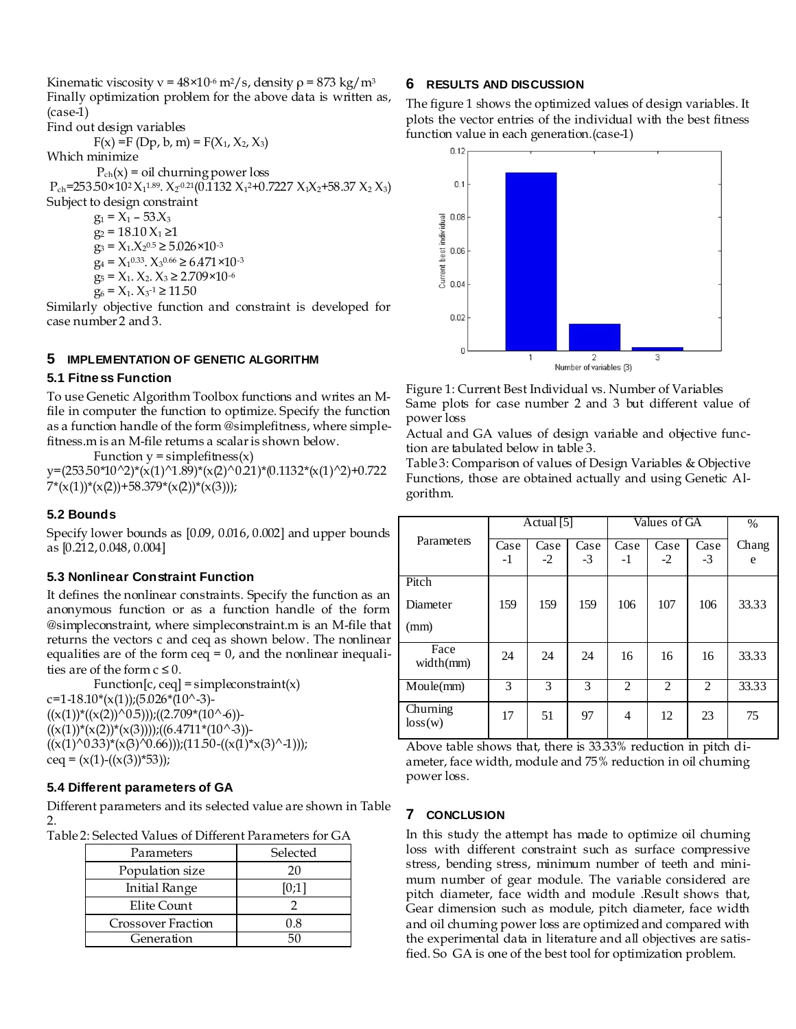Kinematic viscosity $v = 48\times10^{-6}$ m²/s, density $\rho = 873$ kg/m³

Finally optimization problem for the above data is written as, (case-1)

Find out design variables

$F(x) = F(Dp, b, m) = F(X_1, X_2, X_3)$

Which minimize

$P_{ch}(x)$ = oil churning power loss

$P_{ch}=253.50\times10^2 X_1^{1.89}. X_2^{-0.21}(0.1132 X_1^2+0.7227 X_1X_2+58.37 X_2 X_3)$

Subject to design constraint

$g_1 = X_1 - 53.X_3$

$g_2 = 18.10 X_1 \geq 1$

$g_3 = X_1.X_2^{0.5} \geq 5.026\times10^{-3}$

$g_4 = X_1^{0.33}. X_3^{0.66} \geq 6.471\times10^{-3}$

$g_5 = X_1. X_2. X_3 \geq 2.709\times10^{-6}$

$g_6 = X_1. X_3^{-1} \geq 11.50$

Similarly objective function and constraint is developed for case number 2 and 3.

## 5 IMPLEMENTATION OF GENETIC ALGORITHM

### 5.1 Fitness Function

To use Genetic Algorithm Toolbox functions and writes an M-file in computer the function to optimize. Specify the function as a function handle of the form @simplefitness, where simplefitness.m is an M-file returns a scalar is shown below.

```
Function y = simplefitness(x)
y=(253.50*10^2)*(x(1)^1.89)*(x(2)^0.21)*(0.1132*(x(1)^2)+0.7227*(x(1))*(x(2))+58.379*(x(2))*(x(3)));
```

### 5.2 Bounds

Specify lower bounds as [0.09, 0.016, 0.002] and upper bounds as [0.212, 0.048, 0.004]

### 5.3 Nonlinear Constraint Function

It defines the nonlinear constraints. Specify the function as an anonymous function or as a function handle of the form @simpleconstraint, where simpleconstraint.m is an M-file that returns the vectors c and ceq as shown below. The nonlinear equalities are of the form ceq = 0, and the nonlinear inequalities are of the form c ≤ 0.

```
Function[c, ceq] = simpleconstraint(x)
c=1-18.10*(x(1));(5.026*(10^-3)-((x(1))*((x(2))^0.5)));((2.709*(10^-6))-((x(1))*(x(2))*(x(3))));((6.4711*(10^-3))-((x(1)^0.33)*(x(3)^0.66)));(11.50-((x(1)*x(3)^-1)));
ceq = (x(1)-((x(3))*53));
```

### 5.4 Different parameters of GA

Different parameters and its selected value are shown in Table 2.

Table 2: Selected Values of Different Parameters for GA

| Parameters | Selected |
|---|---|
| Population size | 20 |
| Initial Range | [0;1] |
| Elite Count | 2 |
| Crossover Fraction | 0.8 |
| Generation | 50 |

## 6 RESULTS AND DISCUSSION

The figure 1 shows the optimized values of design variables. It plots the vector entries of the individual with the best fitness function value in each generation.(case-1)

Figure 1: Current Best Individual vs. Number of Variables

Same plots for case number 2 and 3 but different value of power loss

Actual and GA values of design variable and objective function are tabulated below in table 3.

Table 3: Comparison of values of Design Variables & Objective Functions, those are obtained actually and using Genetic Algorithm.

| Parameters | Actual [5] | | | Values of GA | | | % Change |
|---|---|---|---|---|---|---|---|
| | Case -1 | Case -2 | Case -3 | Case -1 | Case -2 | Case -3 | |
| Pitch Diameter (mm) | 159 | 159 | 159 | 106 | 107 | 106 | 33.33 |
| Face width(mm) | 24 | 24 | 24 | 16 | 16 | 16 | 33.33 |
| Moule(mm) | 3 | 3 | 3 | 2 | 2 | 2 | 33.33 |
| Churning loss(w) | 17 | 51 | 97 | 4 | 12 | 23 | 75 |

Above table shows that, there is 33.33% reduction in pitch diameter, face width, module and 75% reduction in oil churning power loss.

## 7 CONCLUSION

In this study the attempt has made to optimize oil churning loss with different constraint such as surface compressive stress, bending stress, minimum number of teeth and minimum number of gear module. The variable considered are pitch diameter, face width and module .Result shows that, Gear dimension such as module, pitch diameter, face width and oil churning power loss are optimized and compared with the experimental data in literature and all objectives are satisfied. So GA is one of the best tool for optimization problem.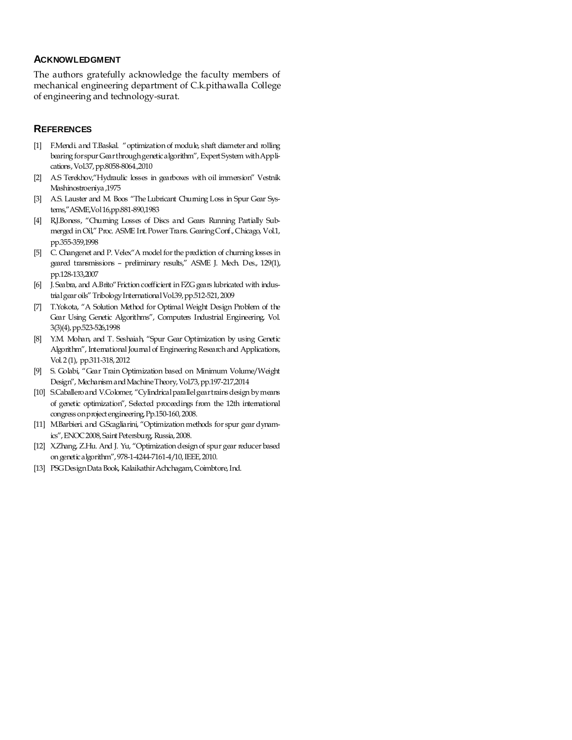## ACKNOWLEDGMENT

The authors gratefully acknowledge the faculty members of mechanical engineering department of C.k.pithawalla College of engineering and technology-surat.

## REFERENCES

[1] F.Mendi. and T.Baskal. "optimization of module, shaft diameter and rolling bearing for spur Gear through genetic algorithm", Expert System with Applications, Vol.37, pp.8058-8064.,2010

[2] A.S Terekhov,"Hydraulic losses in gearboxes with oil immersion" Vestnik Mashinostroeniya ,1975

[3] A.S. Lauster and M. Boos "The Lubricant Churning Loss in Spur Gear Systems,"ASME,Vol 16,pp.881-890,1983

[4] R.J.Boness, "Churning Losses of Discs and Gears Running Partially Submerged in Oil," Proc. ASME Int. Power Trans. Gearing Conf., Chicago, Vol.1, pp.355-359,1998

[5] C. Changenet and P. Velex"A model for the prediction of churning losses in geared transmissions – preliminary results," ASME J. Mech. Des., 129(1), pp.128-133,2007

[6] J. Seabra, and A.Brito"Friction coefficient in FZG gears lubricated with industrial gear oils" Tribology International Vol.39, pp.512-521, 2009

[7] T.Yokota, "A Solution Method for Optimal Weight Design Problem of the Gear Using Genetic Algorithms", Computers Industrial Engineering, Vol. 3(3)(4), pp.523-526,1998

[8] Y.M. Mohan, and T. Seshaiah, "Spur Gear Optimization by using Genetic Algorithm", International Journal of Engineering Research and Applications, Vol. 2 (1), pp.311-318, 2012

[9] S. Golabi, "Gear Train Optimization based on Minimum Volume/Weight Design", Mechanism and Machine Theory, Vol.73, pp.197-217,2014

[10] S.Caballero and V.Colomer, "Cylindrical parallel gear trains design by means of genetic optimization", Selected proceedings from the 12th international congress on project engineering, Pp.150-160, 2008.

[11] M.Barbieri. and G.Scagliarini, "Optimization methods for spur gear dynamics", ENOC 2008, Saint Petersburg, Russia, 2008.

[12] X.Zhang, Z.Hu. And J. Yu, "Optimization design of spur gear reducer based on genetic algorithm", 978-1-4244-7161-4/10, IEEE, 2010.

[13] PSG Design Data Book, Kalaikathir Achchagam, Coimbtore, Ind.